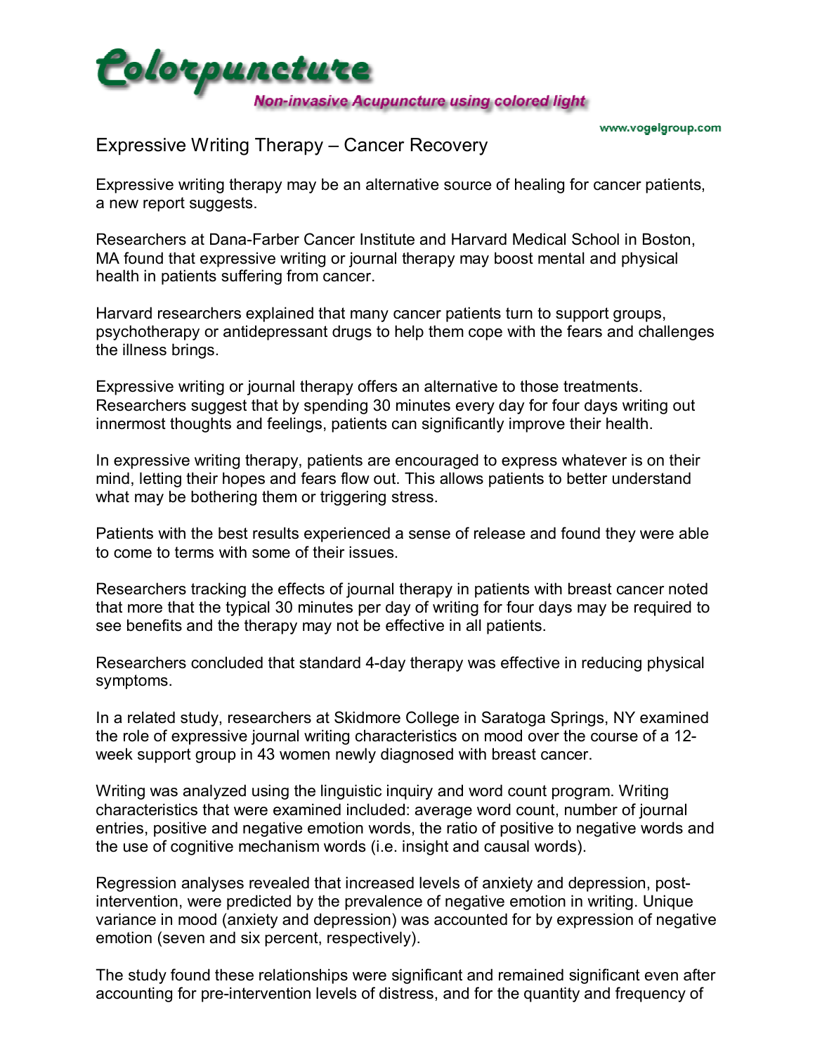# Colorpuncture

**Non-invasive Acupuncture using colored light**

www.vogelgroup.com

## Expressive Writing Therapy – Cancer Recovery

Expressive writing therapy may be an alternative source of healing for cancer patients, a new report suggests.

Researchers at Dana-Farber Cancer Institute and Harvard Medical School in Boston, MA found that expressive writing or journal therapy may boost mental and physical health in patients suffering from cancer.

Harvard researchers explained that many cancer patients turn to support groups, psychotherapy or antidepressant drugs to help them cope with the fears and challenges the illness brings.

Expressive writing or journal therapy offers an alternative to those treatments. Researchers suggest that by spending 30 minutes every day for four days writing out innermost thoughts and feelings, patients can significantly improve their health.

In expressive writing therapy, patients are encouraged to express whatever is on their mind, letting their hopes and fears flow out. This allows patients to better understand what may be bothering them or triggering stress.

Patients with the best results experienced a sense of release and found they were able to come to terms with some of their issues.

Researchers tracking the effects of journal therapy in patients with breast cancer noted that more that the typical 30 minutes per day of writing for four days may be required to see benefits and the therapy may not be effective in all patients.

Researchers concluded that standard 4-day therapy was effective in reducing physical symptoms.

In a related study, researchers at Skidmore College in Saratoga Springs, NY examined the role of expressive journal writing characteristics on mood over the course of a 12-week support group in 43 women newly diagnosed with breast cancer.

Writing was analyzed using the linguistic inquiry and word count program. Writing characteristics that were examined included: average word count, number of journal entries, positive and negative emotion words, the ratio of positive to negative words and the use of cognitive mechanism words (i.e. insight and causal words).

Regression analyses revealed that increased levels of anxiety and depression, post-intervention, were predicted by the prevalence of negative emotion in writing. Unique variance in mood (anxiety and depression) was accounted for by expression of negative emotion (seven and six percent, respectively).

The study found these relationships were significant and remained significant even after accounting for pre-intervention levels of distress, and for the quantity and frequency of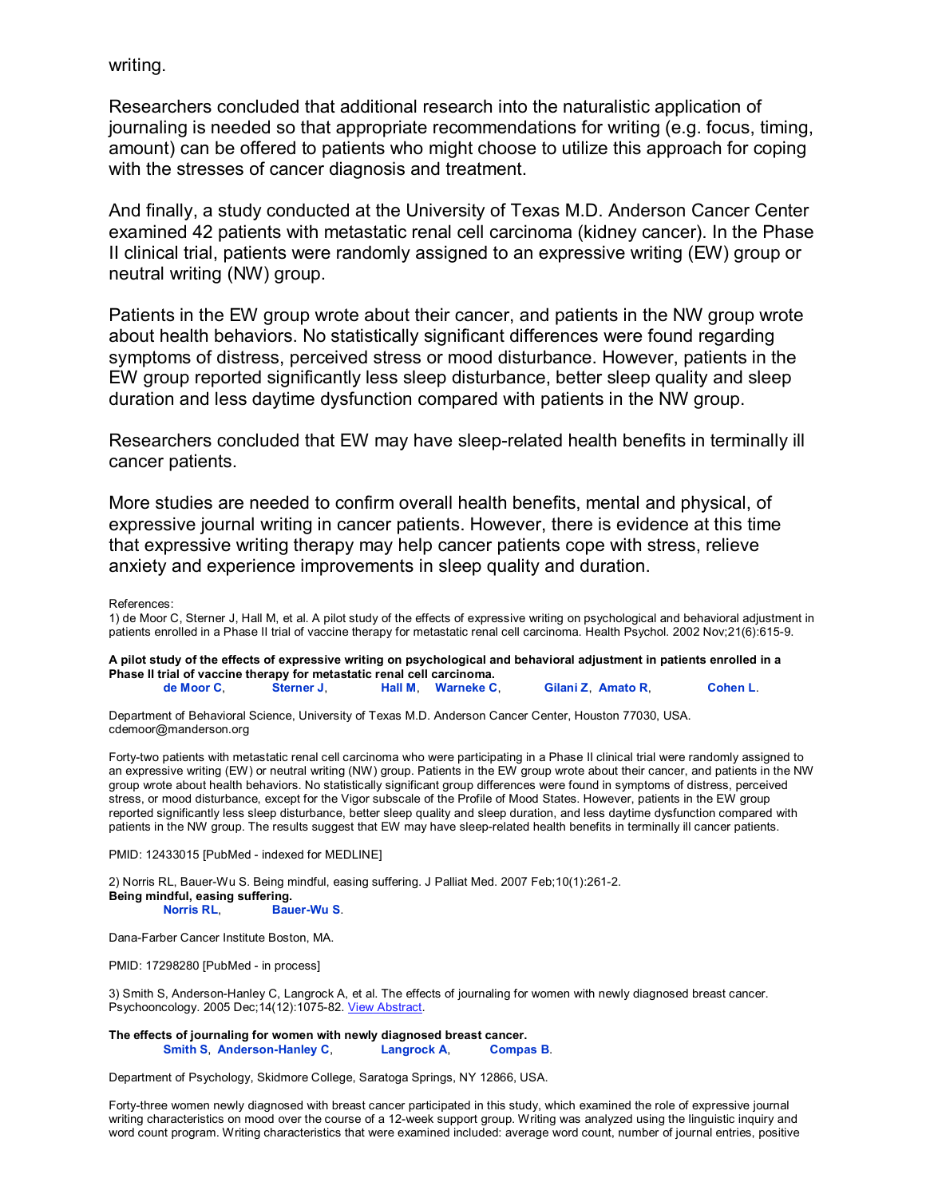writing.

Researchers concluded that additional research into the naturalistic application of journaling is needed so that appropriate recommendations for writing (e.g. focus, timing, amount) can be offered to patients who might choose to utilize this approach for coping with the stresses of cancer diagnosis and treatment.

And finally, a study conducted at the University of Texas M.D. Anderson Cancer Center examined 42 patients with metastatic renal cell carcinoma (kidney cancer). In the Phase II clinical trial, patients were randomly assigned to an expressive writing (EW) group or neutral writing (NW) group.

Patients in the EW group wrote about their cancer, and patients in the NW group wrote about health behaviors. No statistically significant differences were found regarding symptoms of distress, perceived stress or mood disturbance. However, patients in the EW group reported significantly less sleep disturbance, better sleep quality and sleep duration and less daytime dysfunction compared with patients in the NW group.

Researchers concluded that EW may have sleep-related health benefits in terminally ill cancer patients.

More studies are needed to confirm overall health benefits, mental and physical, of expressive journal writing in cancer patients. However, there is evidence at this time that expressive writing therapy may help cancer patients cope with stress, relieve anxiety and experience improvements in sleep quality and duration.

References:

1) de Moor C, Sterner J, Hall M, et al. A pilot study of the effects of expressive writing on psychological and behavioral adjustment in patients enrolled in a Phase II trial of vaccine therapy for metastatic renal cell carcinoma. Health Psychol. 2002 Nov;21(6):615-9.

**A pilot study of the effects of expressive writing on psychological and behavioral adjustment in patients enrolled in a Phase II trial of vaccine therapy for metastatic renal cell carcinoma.**
**de Moor C**, **Sterner J**, **Hall M**, **Warneke C**, **Gilani Z**, **Amato R**, **Cohen L**.

Department of Behavioral Science, University of Texas M.D. Anderson Cancer Center, Houston 77030, USA. cdemoor@manderson.org

Forty-two patients with metastatic renal cell carcinoma who were participating in a Phase II clinical trial were randomly assigned to an expressive writing (EW) or neutral writing (NW) group. Patients in the EW group wrote about their cancer, and patients in the NW group wrote about health behaviors. No statistically significant group differences were found in symptoms of distress, perceived stress, or mood disturbance, except for the Vigor subscale of the Profile of Mood States. However, patients in the EW group reported significantly less sleep disturbance, better sleep quality and sleep duration, and less daytime dysfunction compared with patients in the NW group. The results suggest that EW may have sleep-related health benefits in terminally ill cancer patients.

PMID: 12433015 [PubMed - indexed for MEDLINE]

2) Norris RL, Bauer-Wu S. Being mindful, easing suffering. J Palliat Med. 2007 Feb;10(1):261-2.
**Being mindful, easing suffering.**
**Norris RL**, **Bauer-Wu S**.

Dana-Farber Cancer Institute Boston, MA.

PMID: 17298280 [PubMed - in process]

3) Smith S, Anderson-Hanley C, Langrock A, et al. The effects of journaling for women with newly diagnosed breast cancer. Psychooncology. 2005 Dec;14(12):1075-82. View Abstract.

**The effects of journaling for women with newly diagnosed breast cancer.**
**Smith S**, **Anderson-Hanley C**, **Langrock A**, **Compas B**.

Department of Psychology, Skidmore College, Saratoga Springs, NY 12866, USA.

Forty-three women newly diagnosed with breast cancer participated in this study, which examined the role of expressive journal writing characteristics on mood over the course of a 12-week support group. Writing was analyzed using the linguistic inquiry and word count program. Writing characteristics that were examined included: average word count, number of journal entries, positive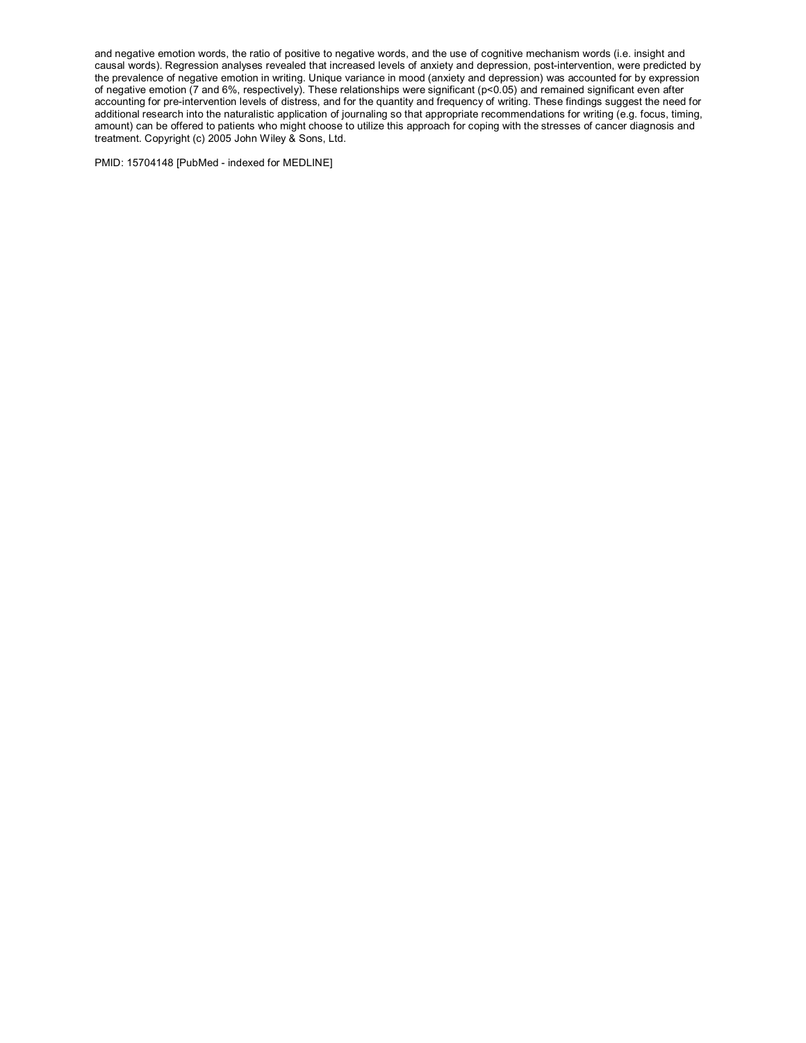and negative emotion words, the ratio of positive to negative words, and the use of cognitive mechanism words (i.e. insight and causal words). Regression analyses revealed that increased levels of anxiety and depression, post-intervention, were predicted by the prevalence of negative emotion in writing. Unique variance in mood (anxiety and depression) was accounted for by expression of negative emotion (7 and 6%, respectively). These relationships were significant ($p<0.05$) and remained significant even after accounting for pre-intervention levels of distress, and for the quantity and frequency of writing. These findings suggest the need for additional research into the naturalistic application of journaling so that appropriate recommendations for writing (e.g. focus, timing, amount) can be offered to patients who might choose to utilize this approach for coping with the stresses of cancer diagnosis and treatment. Copyright (c) 2005 John Wiley & Sons, Ltd.

PMID: 15704148 [PubMed - indexed for MEDLINE]